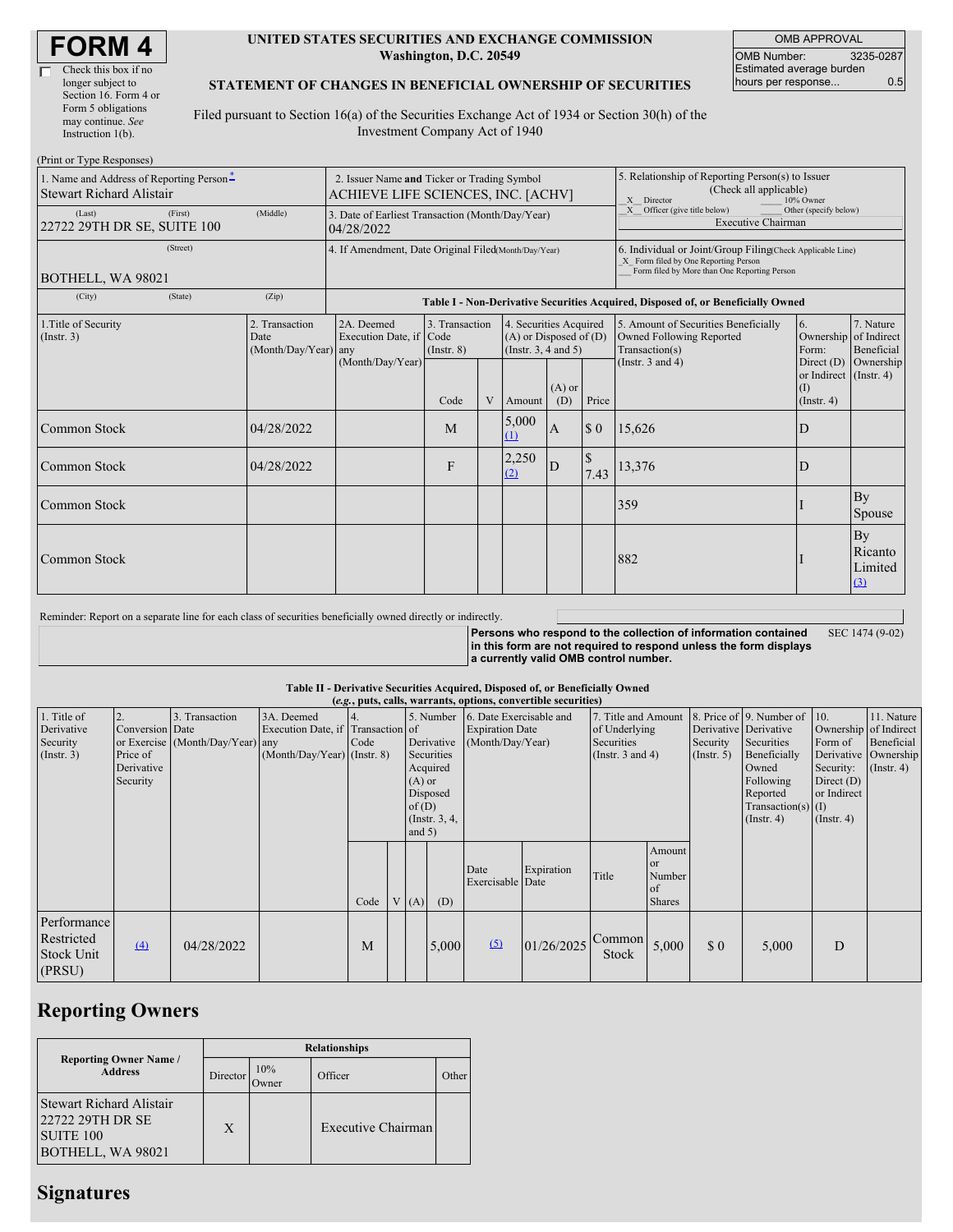# FORM 4

☐ Check this box if no longer subject to Section 16. Form 4 or Form 5 obligations may continue. *See* Instruction 1(b).

**UNITED STATES SECURITIES AND EXCHANGE COMMISSION**
**Washington, D.C. 20549**

**STATEMENT OF CHANGES IN BENEFICIAL OWNERSHIP OF SECURITIES**

Filed pursuant to Section 16(a) of the Securities Exchange Act of 1934 or Section 30(h) of the Investment Company Act of 1940

| OMB APPROVAL | |
|---|---|
| OMB Number: | 3235-0287 |
| Estimated average burden hours per response... | 0.5 |

(Print or Type Responses)

| 1. Name and Address of Reporting Person* | 2. Issuer Name **and** Ticker or Trading Symbol | 5. Relationship of Reporting Person(s) to Issuer (Check all applicable) |
|---|---|---|
| Stewart Richard Alistair | ACHIEVE LIFE SCIENCES, INC. [ACHV] | _X_ Director ___ 10% Owner |
| (Last) (First) (Middle) 22722 29TH DR SE, SUITE 100 | 3. Date of Earliest Transaction (Month/Day/Year) 04/28/2022 | _X_ Officer (give title below) ___ Other (specify below) Executive Chairman |
| (Street) BOTHELL, WA 98021 | 4. If Amendment, Date Original Filed (Month/Day/Year) | 6. Individual or Joint/Group Filing (Check Applicable Line) _X_ Form filed by One Reporting Person ___ Form filed by More than One Reporting Person |
| (City) (State) (Zip) | | |

**Table I - Non-Derivative Securities Acquired, Disposed of, or Beneficially Owned**

| 1.Title of Security (Instr. 3) | 2. Transaction Date (Month/Day/Year) | 2A. Deemed Execution Date, if any (Month/Day/Year) | 3. Transaction Code (Instr. 8) | | 4. Securities Acquired (A) or Disposed of (D) (Instr. 3, 4 and 5) | | | 5. Amount of Securities Beneficially Owned Following Reported Transaction(s) (Instr. 3 and 4) | 6. Ownership Form: Direct (D) or Indirect (I) (Instr. 4) | 7. Nature of Indirect Beneficial Ownership (Instr. 4) |
|---|---|---|---|---|---|---|---|---|---|---|
| | | | Code | V | Amount | (A) or (D) | Price | | | |
| Common Stock | 04/28/2022 | | M | | 5,000 (1) | A | $ 0 | 15,626 | D | |
| Common Stock | 04/28/2022 | | F | | 2,250 (2) | D | $ 7.43 | 13,376 | D | |
| Common Stock | | | | | | | | 359 | I | By Spouse |
| Common Stock | | | | | | | | 882 | I | By Ricanto Limited (3) |

Reminder: Report on a separate line for each class of securities beneficially owned directly or indirectly.

**Persons who respond to the collection of information contained in this form are not required to respond unless the form displays a currently valid OMB control number.** SEC 1474 (9-02)

**Table II - Derivative Securities Acquired, Disposed of, or Beneficially Owned**
***(e.g.*, puts, calls, warrants, options, convertible securities)**

| 1. Title of Derivative Security (Instr. 3) | 2. Conversion or Exercise Price of Derivative Security | 3. Transaction Date (Month/Day/Year) | 3A. Deemed Execution Date, if any (Month/Day/Year) | 4. Transaction Code (Instr. 8) | | 5. Number of Derivative Securities Acquired (A) or Disposed of (D) (Instr. 3, 4, and 5) | | 6. Date Exercisable and Expiration Date (Month/Day/Year) | | 7. Title and Amount of Underlying Securities (Instr. 3 and 4) | | 8. Price of Derivative Security (Instr. 5) | 9. Number of Derivative Securities Beneficially Owned Following Reported Transaction(s) (Instr. 4) | 10. Ownership Form of Derivative Security: Direct (D) or Indirect (I) (Instr. 4) | 11. Nature of Indirect Beneficial Ownership (Instr. 4) |
|---|---|---|---|---|---|---|---|---|---|---|---|---|---|---|---|
| | | | | Code | V | (A) | (D) | Date Exercisable | Expiration Date | Title | Amount or Number of Shares | | | | |
| Performance Restricted Stock Unit (PRSU) | (4) | 04/28/2022 | | M | | | 5,000 | (5) | 01/26/2025 | Common Stock | 5,000 | $ 0 | 5,000 | D | |

## Reporting Owners

| Reporting Owner Name / Address | Relationships | | | |
|---|---|---|---|---|
| | Director | 10% Owner | Officer | Other |
| Stewart Richard Alistair 22722 29TH DR SE SUITE 100 BOTHELL, WA 98021 | X | | Executive Chairman | |

## Signatures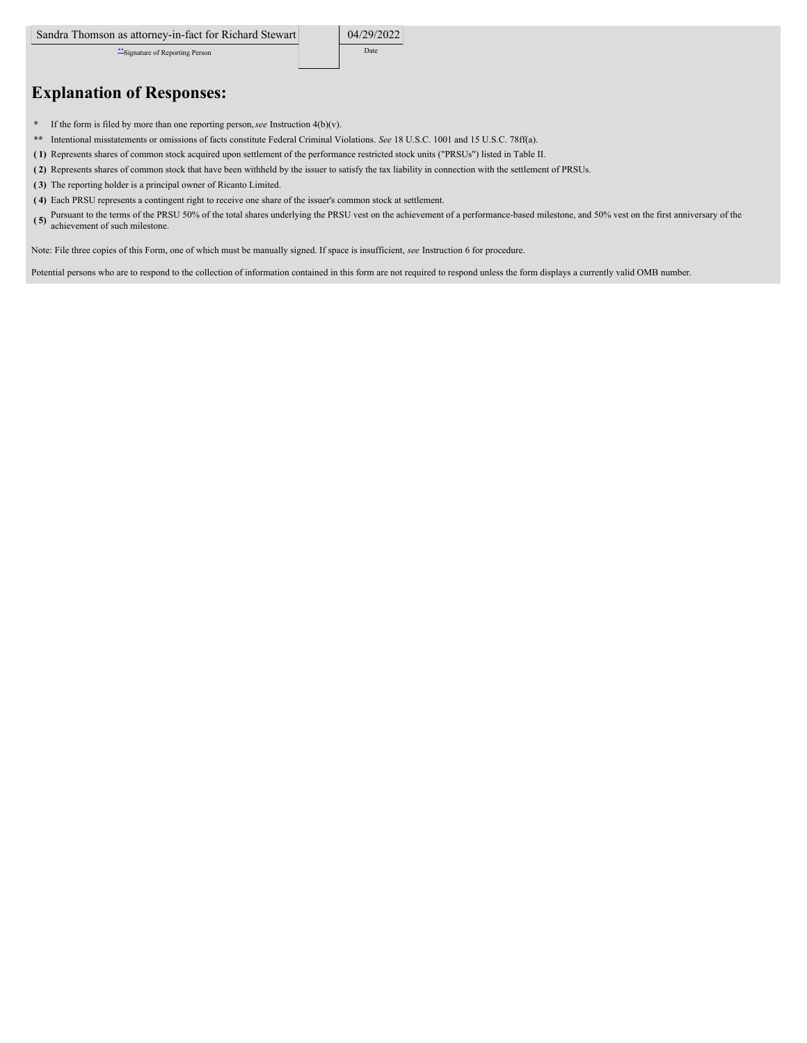| | | |
|---|---|---|
| Sandra Thomson as attorney-in-fact for Richard Stewart | | 04/29/2022 |
| ** Signature of Reporting Person | | Date |

## Explanation of Responses:

\* If the form is filed by more than one reporting person, *see* Instruction 4(b)(v).

\** Intentional misstatements or omissions of facts constitute Federal Criminal Violations. *See* 18 U.S.C. 1001 and 15 U.S.C. 78ff(a).

**( 1)** Represents shares of common stock acquired upon settlement of the performance restricted stock units ("PRSUs") listed in Table II.

**( 2)** Represents shares of common stock that have been withheld by the issuer to satisfy the tax liability in connection with the settlement of PRSUs.

**( 3)** The reporting holder is a principal owner of Ricanto Limited.

**( 4)** Each PRSU represents a contingent right to receive one share of the issuer's common stock at settlement.

**( 5)** Pursuant to the terms of the PRSU 50% of the total shares underlying the PRSU vest on the achievement of a performance-based milestone, and 50% vest on the first anniversary of the achievement of such milestone.

Note: File three copies of this Form, one of which must be manually signed. If space is insufficient, *see* Instruction 6 for procedure.

Potential persons who are to respond to the collection of information contained in this form are not required to respond unless the form displays a currently valid OMB number.